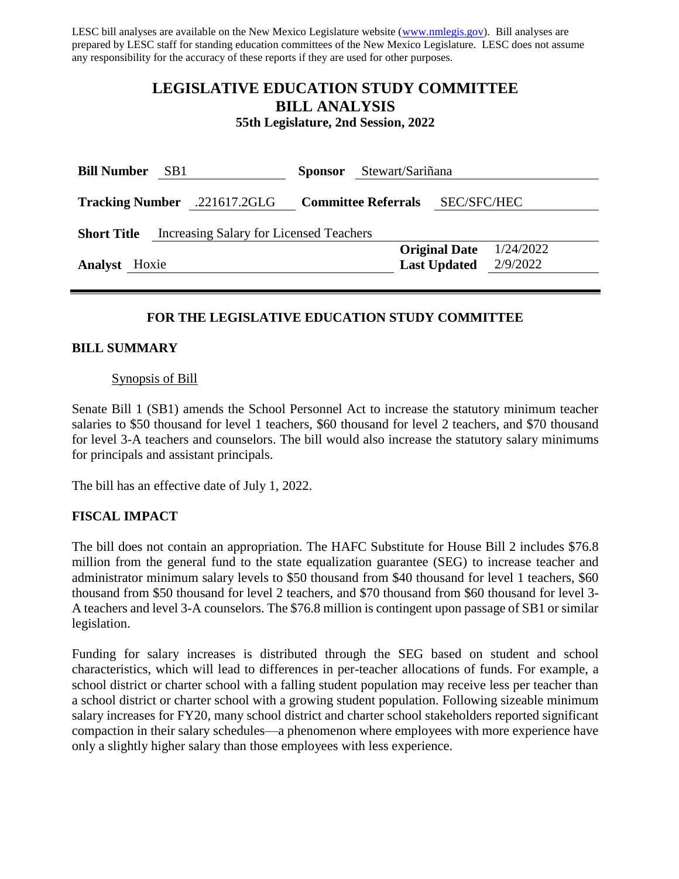LESC bill analyses are available on the New Mexico Legislature website (www.nmlegis.gov). Bill analyses are prepared by LESC staff for standing education committees of the New Mexico Legislature. LESC does not assume any responsibility for the accuracy of these reports if they are used for other purposes.

# LEGISLATIVE EDUCATION STUDY COMMITTEE
# BILL ANALYSIS
### 55th Legislature, 2nd Session, 2022

**Bill Number** SB1 **Sponsor** Stewart/Sariñana

**Tracking Number** .221617.2GLG **Committee Referrals** SEC/SFC/HEC

**Short Title** Increasing Salary for Licensed Teachers

**Original Date** 1/24/2022

**Analyst** Hoxie **Last Updated** 2/9/2022

---

### FOR THE LEGISLATIVE EDUCATION STUDY COMMITTEE

## BILL SUMMARY

Synopsis of Bill

Senate Bill 1 (SB1) amends the School Personnel Act to increase the statutory minimum teacher salaries to $50 thousand for level 1 teachers, $60 thousand for level 2 teachers, and $70 thousand for level 3-A teachers and counselors. The bill would also increase the statutory salary minimums for principals and assistant principals.

The bill has an effective date of July 1, 2022.

## FISCAL IMPACT

The bill does not contain an appropriation. The HAFC Substitute for House Bill 2 includes $76.8 million from the general fund to the state equalization guarantee (SEG) to increase teacher and administrator minimum salary levels to $50 thousand from $40 thousand for level 1 teachers, $60 thousand from $50 thousand for level 2 teachers, and $70 thousand from $60 thousand for level 3-A teachers and level 3-A counselors. The $76.8 million is contingent upon passage of SB1 or similar legislation.

Funding for salary increases is distributed through the SEG based on student and school characteristics, which will lead to differences in per-teacher allocations of funds. For example, a school district or charter school with a falling student population may receive less per teacher than a school district or charter school with a growing student population. Following sizeable minimum salary increases for FY20, many school district and charter school stakeholders reported significant compaction in their salary schedules—a phenomenon where employees with more experience have only a slightly higher salary than those employees with less experience.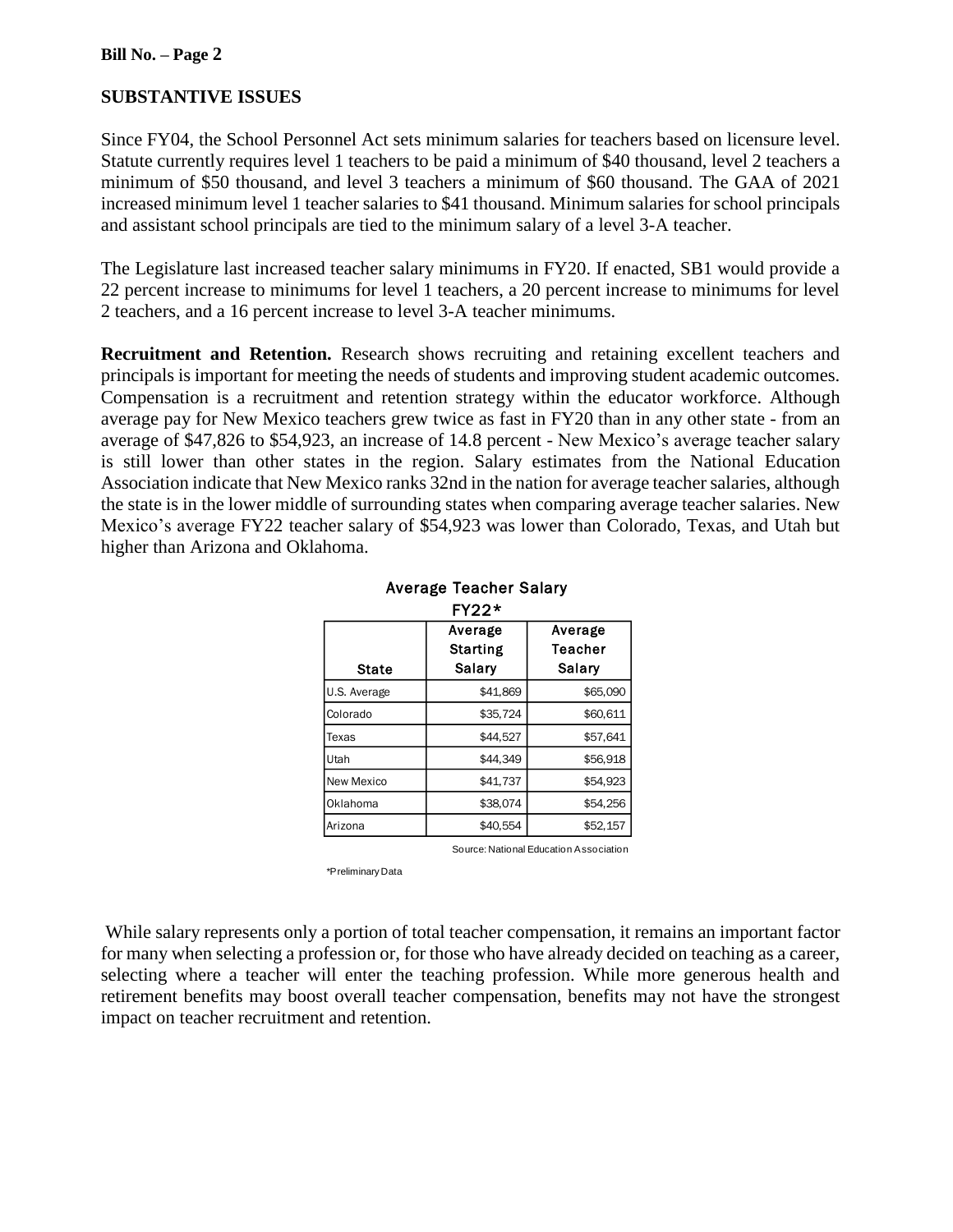## SUBSTANTIVE ISSUES

Since FY04, the School Personnel Act sets minimum salaries for teachers based on licensure level. Statute currently requires level 1 teachers to be paid a minimum of $40 thousand, level 2 teachers a minimum of $50 thousand, and level 3 teachers a minimum of $60 thousand. The GAA of 2021 increased minimum level 1 teacher salaries to $41 thousand. Minimum salaries for school principals and assistant school principals are tied to the minimum salary of a level 3-A teacher.

The Legislature last increased teacher salary minimums in FY20. If enacted, SB1 would provide a 22 percent increase to minimums for level 1 teachers, a 20 percent increase to minimums for level 2 teachers, and a 16 percent increase to level 3-A teacher minimums.

**Recruitment and Retention.** Research shows recruiting and retaining excellent teachers and principals is important for meeting the needs of students and improving student academic outcomes. Compensation is a recruitment and retention strategy within the educator workforce. Although average pay for New Mexico teachers grew twice as fast in FY20 than in any other state - from an average of $47,826 to $54,923, an increase of 14.8 percent - New Mexico's average teacher salary is still lower than other states in the region. Salary estimates from the National Education Association indicate that New Mexico ranks 32nd in the nation for average teacher salaries, although the state is in the lower middle of surrounding states when comparing average teacher salaries. New Mexico's average FY22 teacher salary of $54,923 was lower than Colorado, Texas, and Utah but higher than Arizona and Oklahoma.

**Average Teacher Salary FY22***

| State | Average Starting Salary | Average Teacher Salary |
|---|---|---|
| U.S. Average | $41,869 | $65,090 |
| Colorado | $35,724 | $60,611 |
| Texas | $44,527 | $57,641 |
| Utah | $44,349 | $56,918 |
| New Mexico | $41,737 | $54,923 |
| Oklahoma | $38,074 | $54,256 |
| Arizona | $40,554 | $52,157 |

Source: National Education Association

*Preliminary Data

While salary represents only a portion of total teacher compensation, it remains an important factor for many when selecting a profession or, for those who have already decided on teaching as a career, selecting where a teacher will enter the teaching profession. While more generous health and retirement benefits may boost overall teacher compensation, benefits may not have the strongest impact on teacher recruitment and retention.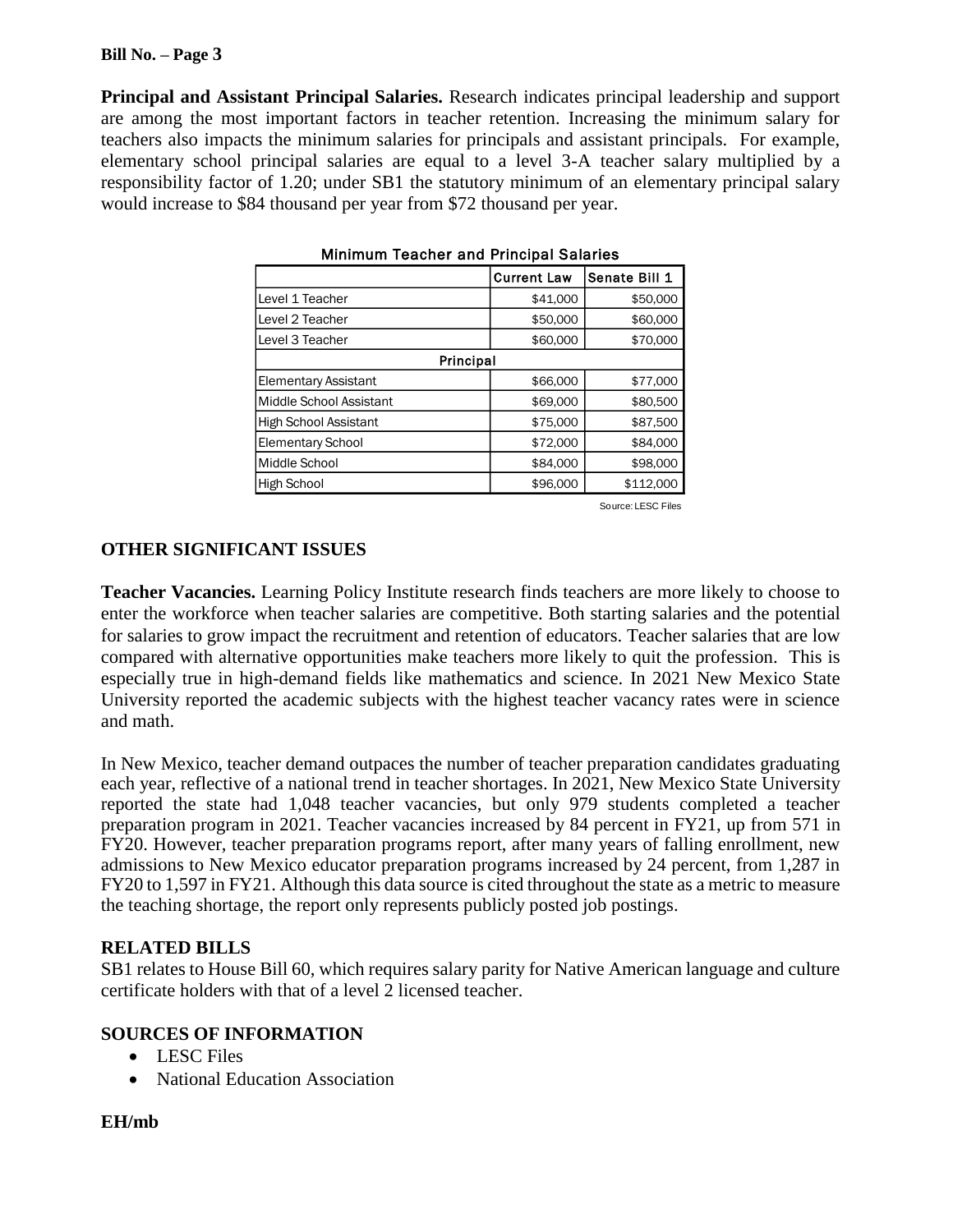**Principal and Assistant Principal Salaries.** Research indicates principal leadership and support are among the most important factors in teacher retention. Increasing the minimum salary for teachers also impacts the minimum salaries for principals and assistant principals. For example, elementary school principal salaries are equal to a level 3-A teacher salary multiplied by a responsibility factor of 1.20; under SB1 the statutory minimum of an elementary principal salary would increase to $84 thousand per year from $72 thousand per year.

Minimum Teacher and Principal Salaries

| | Current Law | Senate Bill 1 |
|---|---|---|
| Level 1 Teacher | $41,000 | $50,000 |
| Level 2 Teacher | $50,000 | $60,000 |
| Level 3 Teacher | $60,000 | $70,000 |
| Principal | | |
| Elementary Assistant | $66,000 | $77,000 |
| Middle School Assistant | $69,000 | $80,500 |
| High School Assistant | $75,000 | $87,500 |
| Elementary School | $72,000 | $84,000 |
| Middle School | $84,000 | $98,000 |
| High School | $96,000 | $112,000 |

Source: LESC Files

## OTHER SIGNIFICANT ISSUES

**Teacher Vacancies.** Learning Policy Institute research finds teachers are more likely to choose to enter the workforce when teacher salaries are competitive. Both starting salaries and the potential for salaries to grow impact the recruitment and retention of educators. Teacher salaries that are low compared with alternative opportunities make teachers more likely to quit the profession. This is especially true in high-demand fields like mathematics and science. In 2021 New Mexico State University reported the academic subjects with the highest teacher vacancy rates were in science and math.

In New Mexico, teacher demand outpaces the number of teacher preparation candidates graduating each year, reflective of a national trend in teacher shortages. In 2021, New Mexico State University reported the state had 1,048 teacher vacancies, but only 979 students completed a teacher preparation program in 2021. Teacher vacancies increased by 84 percent in FY21, up from 571 in FY20. However, teacher preparation programs report, after many years of falling enrollment, new admissions to New Mexico educator preparation programs increased by 24 percent, from 1,287 in FY20 to 1,597 in FY21. Although this data source is cited throughout the state as a metric to measure the teaching shortage, the report only represents publicly posted job postings.

## RELATED BILLS

SB1 relates to House Bill 60, which requires salary parity for Native American language and culture certificate holders with that of a level 2 licensed teacher.

## SOURCES OF INFORMATION

- LESC Files
- National Education Association

**EH/mb**